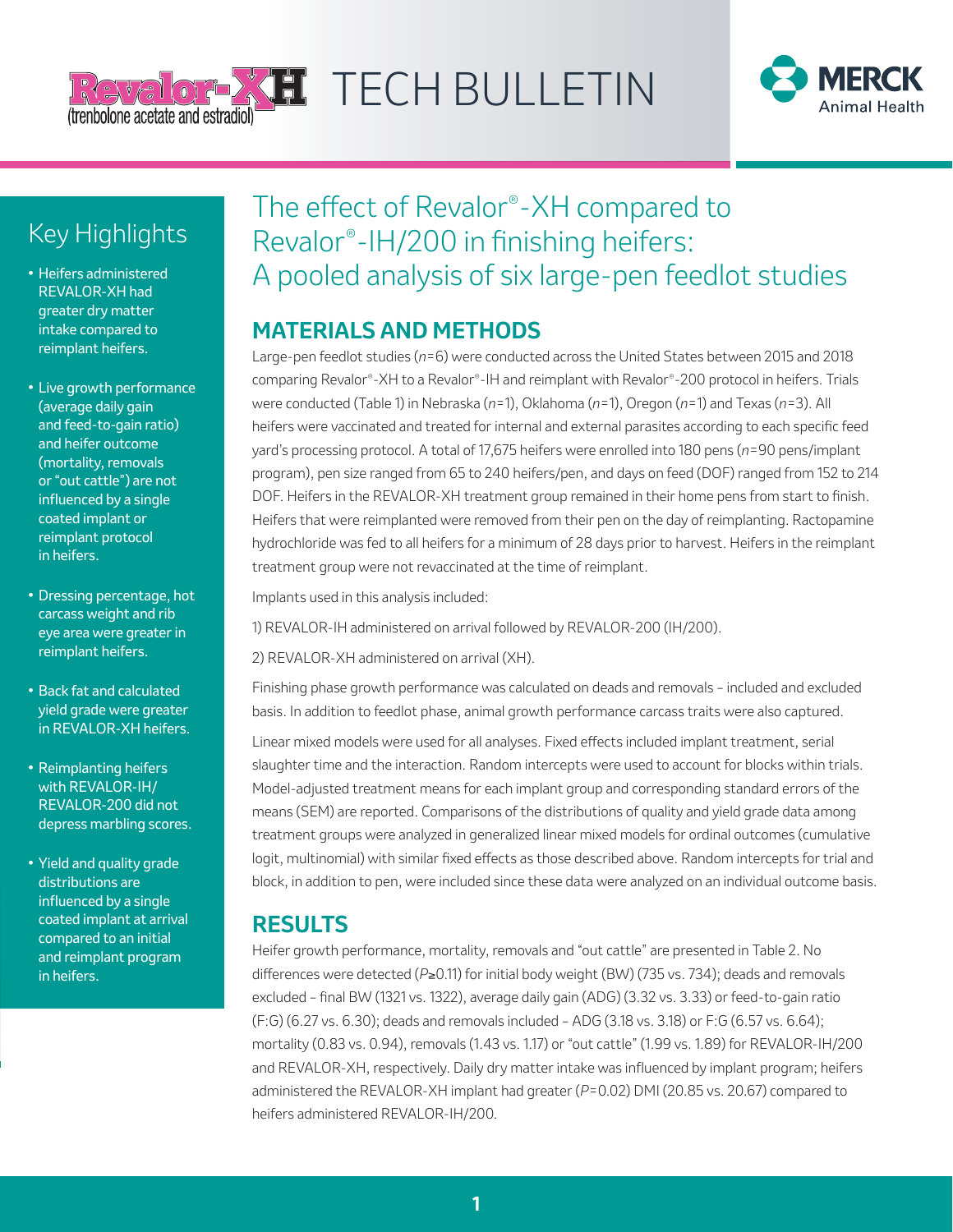# Revalor®-XH TECH BULLETIN

(trenbolone acetate and estradiol)

MERCK Animal Health

## Key Highlights

- Heifers administered REVALOR-XH had greater dry matter intake compared to reimplant heifers.
- Live growth performance (average daily gain and feed-to-gain ratio) and heifer outcome (mortality, removals or "out cattle") are not influenced by a single coated implant or reimplant protocol in heifers.
- Dressing percentage, hot carcass weight and rib eye area were greater in reimplant heifers.
- Back fat and calculated yield grade were greater in REVALOR-XH heifers.
- Reimplanting heifers with REVALOR-IH/REVALOR-200 did not depress marbling scores.
- Yield and quality grade distributions are influenced by a single coated implant at arrival compared to an initial and reimplant program in heifers.

# The effect of Revalor®-XH compared to Revalor®-IH/200 in finishing heifers: A pooled analysis of six large-pen feedlot studies

## MATERIALS AND METHODS

Large-pen feedlot studies (*n*=6) were conducted across the United States between 2015 and 2018 comparing Revalor®-XH to a Revalor®-IH and reimplant with Revalor®-200 protocol in heifers. Trials were conducted (Table 1) in Nebraska (*n*=1), Oklahoma (*n*=1), Oregon (*n*=1) and Texas (*n*=3). All heifers were vaccinated and treated for internal and external parasites according to each specific feed yard's processing protocol. A total of 17,675 heifers were enrolled into 180 pens (*n*=90 pens/implant program), pen size ranged from 65 to 240 heifers/pen, and days on feed (DOF) ranged from 152 to 214 DOF. Heifers in the REVALOR-XH treatment group remained in their home pens from start to finish. Heifers that were reimplanted were removed from their pen on the day of reimplanting. Ractopamine hydrochloride was fed to all heifers for a minimum of 28 days prior to harvest. Heifers in the reimplant treatment group were not revaccinated at the time of reimplant.

Implants used in this analysis included:

1) REVALOR-IH administered on arrival followed by REVALOR-200 (IH/200).

2) REVALOR-XH administered on arrival (XH).

Finishing phase growth performance was calculated on deads and removals – included and excluded basis. In addition to feedlot phase, animal growth performance carcass traits were also captured.

Linear mixed models were used for all analyses. Fixed effects included implant treatment, serial slaughter time and the interaction. Random intercepts were used to account for blocks within trials. Model-adjusted treatment means for each implant group and corresponding standard errors of the means (SEM) are reported. Comparisons of the distributions of quality and yield grade data among treatment groups were analyzed in generalized linear mixed models for ordinal outcomes (cumulative logit, multinomial) with similar fixed effects as those described above. Random intercepts for trial and block, in addition to pen, were included since these data were analyzed on an individual outcome basis.

## RESULTS

Heifer growth performance, mortality, removals and "out cattle" are presented in Table 2. No differences were detected ($P \geq 0.11$) for initial body weight (BW) (735 vs. 734); deads and removals excluded – final BW (1321 vs. 1322), average daily gain (ADG) (3.32 vs. 3.33) or feed-to-gain ratio (F:G) (6.27 vs. 6.30); deads and removals included – ADG (3.18 vs. 3.18) or F:G (6.57 vs. 6.64); mortality (0.83 vs. 0.94), removals (1.43 vs. 1.17) or "out cattle" (1.99 vs. 1.89) for REVALOR-IH/200 and REVALOR-XH, respectively. Daily dry matter intake was influenced by implant program; heifers administered the REVALOR-XH implant had greater ($P=0.02$) DMI (20.85 vs. 20.67) compared to heifers administered REVALOR-IH/200.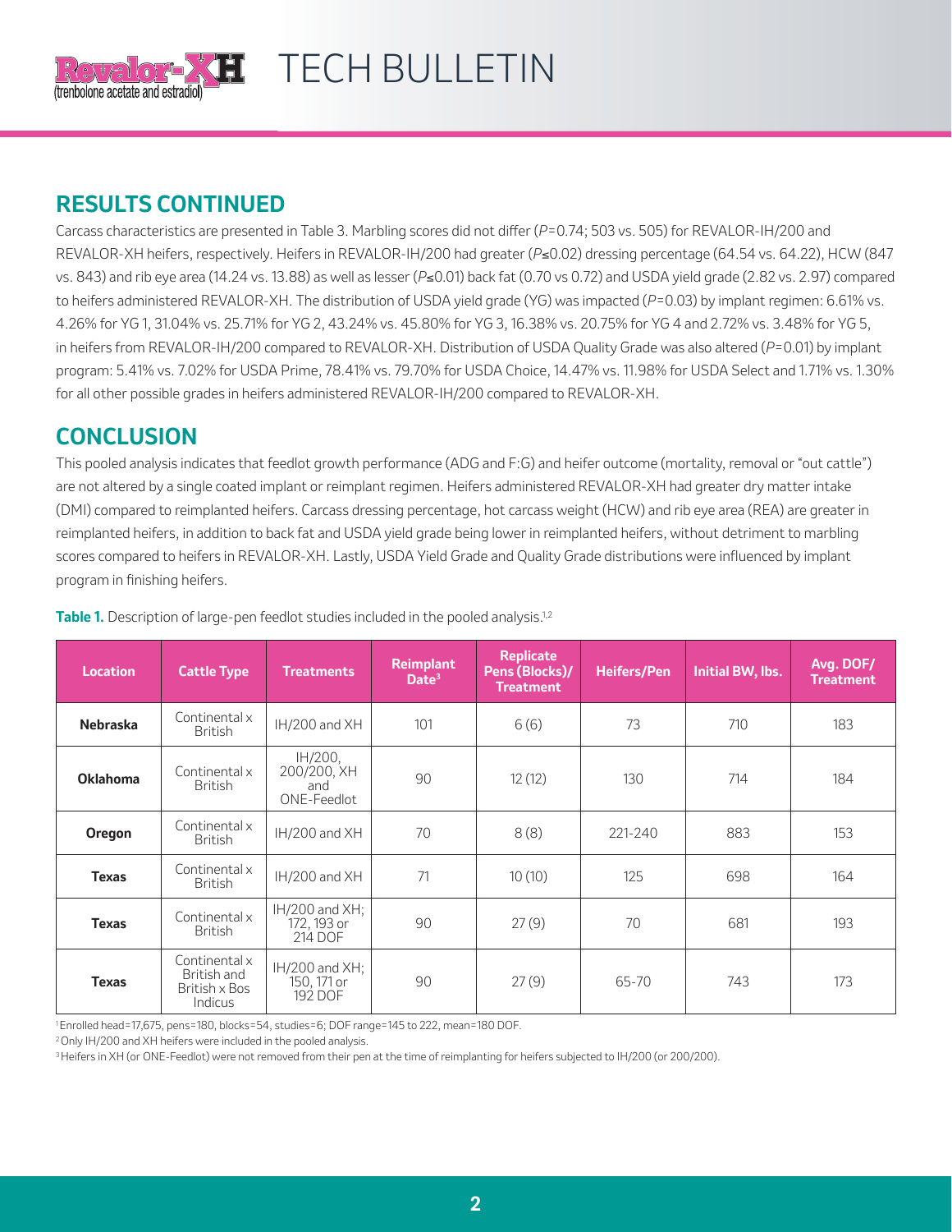## RESULTS CONTINUED

Carcass characteristics are presented in Table 3. Marbling scores did not differ ($P$=0.74; 503 vs. 505) for REVALOR-IH/200 and REVALOR-XH heifers, respectively. Heifers in REVALOR-IH/200 had greater ($P$≤0.02) dressing percentage (64.54 vs. 64.22), HCW (847 vs. 843) and rib eye area (14.24 vs. 13.88) as well as lesser ($P$≤0.01) back fat (0.70 vs 0.72) and USDA yield grade (2.82 vs. 2.97) compared to heifers administered REVALOR-XH. The distribution of USDA yield grade (YG) was impacted ($P$=0.03) by implant regimen: 6.61% vs. 4.26% for YG 1, 31.04% vs. 25.71% for YG 2, 43.24% vs. 45.80% for YG 3, 16.38% vs. 20.75% for YG 4 and 2.72% vs. 3.48% for YG 5, in heifers from REVALOR-IH/200 compared to REVALOR-XH. Distribution of USDA Quality Grade was also altered ($P$=0.01) by implant program: 5.41% vs. 7.02% for USDA Prime, 78.41% vs. 79.70% for USDA Choice, 14.47% vs. 11.98% for USDA Select and 1.71% vs. 1.30% for all other possible grades in heifers administered REVALOR-IH/200 compared to REVALOR-XH.

## CONCLUSION

This pooled analysis indicates that feedlot growth performance (ADG and F:G) and heifer outcome (mortality, removal or "out cattle") are not altered by a single coated implant or reimplant regimen. Heifers administered REVALOR-XH had greater dry matter intake (DMI) compared to reimplanted heifers. Carcass dressing percentage, hot carcass weight (HCW) and rib eye area (REA) are greater in reimplanted heifers, in addition to back fat and USDA yield grade being lower in reimplanted heifers, without detriment to marbling scores compared to heifers in REVALOR-XH. Lastly, USDA Yield Grade and Quality Grade distributions were influenced by implant program in finishing heifers.

**Table 1.** Description of large-pen feedlot studies included in the pooled analysis.[1,2]

| Location | Cattle Type | Treatments | Reimplant Date[3] | Replicate Pens (Blocks)/ Treatment | Heifers/Pen | Initial BW, lbs. | Avg. DOF/ Treatment |
|---|---|---|---|---|---|---|---|
| **Nebraska** | Continental x British | IH/200 and XH | 101 | 6 (6) | 73 | 710 | 183 |
| **Oklahoma** | Continental x British | IH/200, 200/200, XH and ONE-Feedlot | 90 | 12 (12) | 130 | 714 | 184 |
| **Oregon** | Continental x British | IH/200 and XH | 70 | 8 (8) | 221-240 | 883 | 153 |
| **Texas** | Continental x British | IH/200 and XH | 71 | 10 (10) | 125 | 698 | 164 |
| **Texas** | Continental x British | IH/200 and XH; 172, 193 or 214 DOF | 90 | 27 (9) | 70 | 681 | 193 |
| **Texas** | Continental x British and British x Bos Indicus | IH/200 and XH; 150, 171 or 192 DOF | 90 | 27 (9) | 65-70 | 743 | 173 |

[1] Enrolled head=17,675, pens=180, blocks=54, studies=6; DOF range=145 to 222, mean=180 DOF.

[2] Only IH/200 and XH heifers were included in the pooled analysis.

[3] Heifers in XH (or ONE-Feedlot) were not removed from their pen at the time of reimplanting for heifers subjected to IH/200 (or 200/200).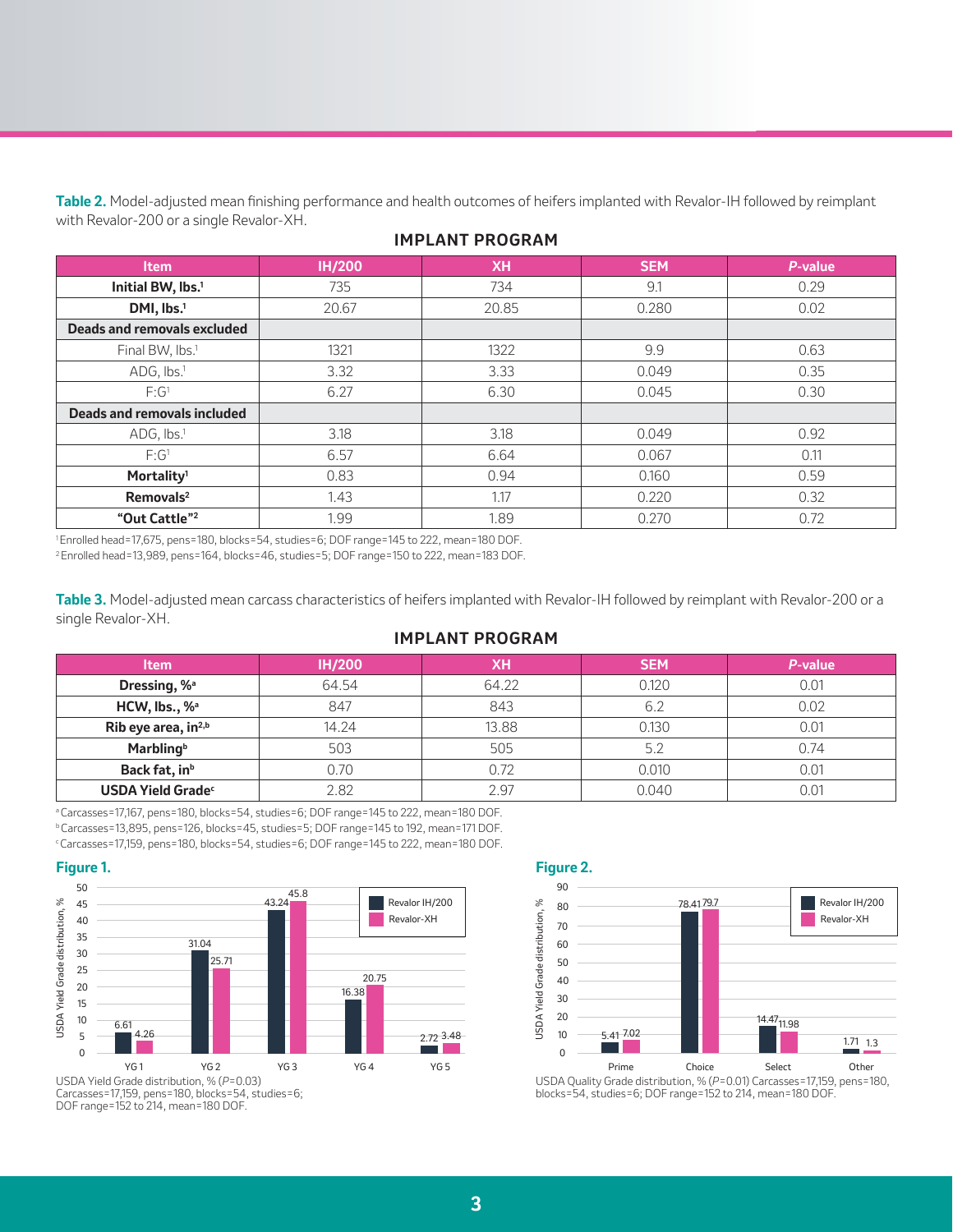**Table 2.** Model-adjusted mean finishing performance and health outcomes of heifers implanted with Revalor-IH followed by reimplant with Revalor-200 or a single Revalor-XH.

| | **IMPLANT PROGRAM** | | | |
|---|---|---|---|---|
| **Item** | **IH/200** | **XH** | **SEM** | ***P*-value** |
| **Initial BW, lbs.**[1] | 735 | 734 | 9.1 | 0.29 |
| **DMI, lbs.**[1] | 20.67 | 20.85 | 0.280 | 0.02 |
| **Deads and removals excluded** | | | | |
| Final BW, lbs.[1] | 1321 | 1322 | 9.9 | 0.63 |
| ADG, lbs.[1] | 3.32 | 3.33 | 0.049 | 0.35 |
| F:G[1] | 6.27 | 6.30 | 0.045 | 0.30 |
| **Deads and removals included** | | | | |
| ADG, lbs.[1] | 3.18 | 3.18 | 0.049 | 0.92 |
| F:G[1] | 6.57 | 6.64 | 0.067 | 0.11 |
| **Mortality**[1] | 0.83 | 0.94 | 0.160 | 0.59 |
| **Removals**[2] | 1.43 | 1.17 | 0.220 | 0.32 |
| **"Out Cattle"**[2] | 1.99 | 1.89 | 0.270 | 0.72 |

[1] Enrolled head=17,675, pens=180, blocks=54, studies=6; DOF range=145 to 222, mean=180 DOF.
[2] Enrolled head=13,989, pens=164, blocks=46, studies=5; DOF range=150 to 222, mean=183 DOF.

**Table 3.** Model-adjusted mean carcass characteristics of heifers implanted with Revalor-IH followed by reimplant with Revalor-200 or a single Revalor-XH.

| | **IMPLANT PROGRAM** | | | |
|---|---|---|---|---|
| **Item** | **IH/200** | **XH** | **SEM** | ***P*-value** |
| **Dressing, %**[a] | 64.54 | 64.22 | 0.120 | 0.01 |
| **HCW, lbs., %**[a] | 847 | 843 | 6.2 | 0.02 |
| **Rib eye area, in$^2$,**[b] | 14.24 | 13.88 | 0.130 | 0.01 |
| **Marbling**[b] | 503 | 505 | 5.2 | 0.74 |
| **Back fat, in**[b] | 0.70 | 0.72 | 0.010 | 0.01 |
| **USDA Yield Grade**[c] | 2.82 | 2.97 | 0.040 | 0.01 |

[a] Carcasses=17,167, pens=180, blocks=54, studies=6; DOF range=145 to 222, mean=180 DOF.
[b] Carcasses=13,895, pens=126, blocks=45, studies=5; DOF range=145 to 192, mean=171 DOF.
[c] Carcasses=17,159, pens=180, blocks=54, studies=6; DOF range=145 to 222, mean=180 DOF.

**Figure 1.**

| USDA Yield Grade distribution, % | YG 1 | YG 2 | YG 3 | YG 4 | YG 5 |
|---|---|---|---|---|---|
| Revalor IH/200 | 6.61 | 31.04 | 43.24 | 16.38 | 2.72 |
| Revalor-XH | 4.26 | 25.71 | 45.8 | 20.75 | 3.48 |

USDA Yield Grade distribution, % (*P*=0.03)
Carcasses=17,159, pens=180, blocks=54, studies=6;
DOF range=152 to 214, mean=180 DOF.

**Figure 2.**

| USDA Yield Grade distribution, % | Prime | Choice | Select | Other |
|---|---|---|---|---|
| Revalor IH/200 | 5.41 | 78.41 | 14.47 | 1.71 |
| Revalor-XH | 7.02 | 79.7 | 11.98 | 1.3 |

USDA Quality Grade distribution, % (*P*=0.01) Carcasses=17,159, pens=180, blocks=54, studies=6; DOF range=152 to 214, mean=180 DOF.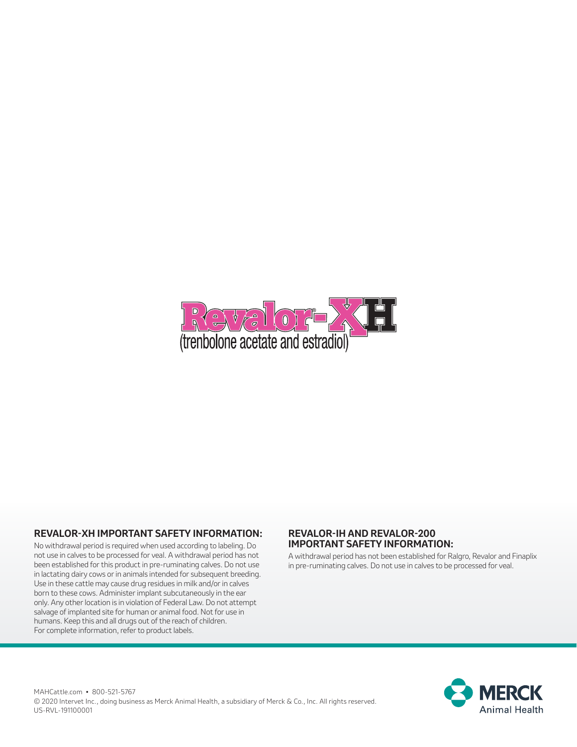Revalor®-XH
(trenbolone acetate and estradiol)

**REVALOR-XH IMPORTANT SAFETY INFORMATION:**

No withdrawal period is required when used according to labeling. Do not use in calves to be processed for veal. A withdrawal period has not been established for this product in pre-ruminating calves. Do not use in lactating dairy cows or in animals intended for subsequent breeding. Use in these cattle may cause drug residues in milk and/or in calves born to these cows. Administer implant subcutaneously in the ear only. Any other location is in violation of Federal Law. Do not attempt salvage of implanted site for human or animal food. Not for use in humans. Keep this and all drugs out of the reach of children. For complete information, refer to product labels.

**REVALOR-IH AND REVALOR-200 IMPORTANT SAFETY INFORMATION:**

A withdrawal period has not been established for Ralgro, Revalor and Finaplix in pre-ruminating calves. Do not use in calves to be processed for veal.

MAHCattle.com • 800-521-5767
© 2020 Intervet Inc., doing business as Merck Animal Health, a subsidiary of Merck & Co., Inc. All rights reserved.
US-RVL-191100001

MERCK
Animal Health